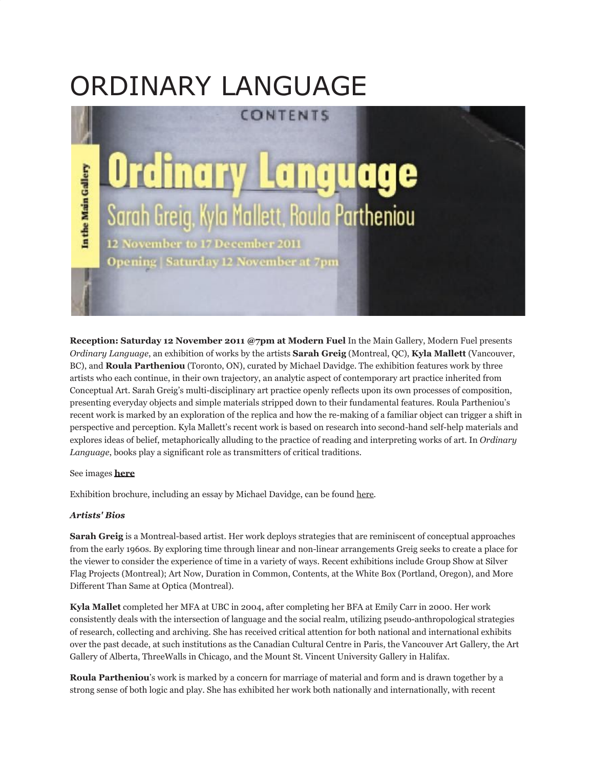# ORDINARY LANGUAGE

**Reception: Saturday 12 November 2011 @7pm at Modern Fuel** In the Main Gallery, Modern Fuel presents *Ordinary Language*, an exhibition of works by the artists **Sarah Greig** (Montreal, QC), **Kyla Mallett** (Vancouver, BC), and **Roula Partheniou** (Toronto, ON), curated by Michael Davidge. The exhibition features work by three artists who each continue, in their own trajectory, an analytic aspect of contemporary art practice inherited from Conceptual Art. Sarah Greig's multi-disciplinary art practice openly reflects upon its own processes of composition, presenting everyday objects and simple materials stripped down to their fundamental features. Roula Partheniou's recent work is marked by an exploration of the replica and how the re-making of a familiar object can trigger a shift in perspective and perception. Kyla Mallett's recent work is based on research into second-hand self-help materials and explores ideas of belief, metaphorically alluding to the practice of reading and interpreting works of art. In *Ordinary Language*, books play a significant role as transmitters of critical traditions.

See images **here**

Exhibition brochure, including an essay by Michael Davidge, can be found here.

***Artists' Bios***

**Sarah Greig** is a Montreal-based artist. Her work deploys strategies that are reminiscent of conceptual approaches from the early 1960s. By exploring time through linear and non-linear arrangements Greig seeks to create a place for the viewer to consider the experience of time in a variety of ways. Recent exhibitions include Group Show at Silver Flag Projects (Montreal); Art Now, Duration in Common, Contents, at the White Box (Portland, Oregon), and More Different Than Same at Optica (Montreal).

**Kyla Mallet** completed her MFA at UBC in 2004, after completing her BFA at Emily Carr in 2000. Her work consistently deals with the intersection of language and the social realm, utilizing pseudo-anthropological strategies of research, collecting and archiving. She has received critical attention for both national and international exhibits over the past decade, at such institutions as the Canadian Cultural Centre in Paris, the Vancouver Art Gallery, the Art Gallery of Alberta, ThreeWalls in Chicago, and the Mount St. Vincent University Gallery in Halifax.

**Roula Partheniou**'s work is marked by a concern for marriage of material and form and is drawn together by a strong sense of both logic and play. She has exhibited her work both nationally and internationally, with recent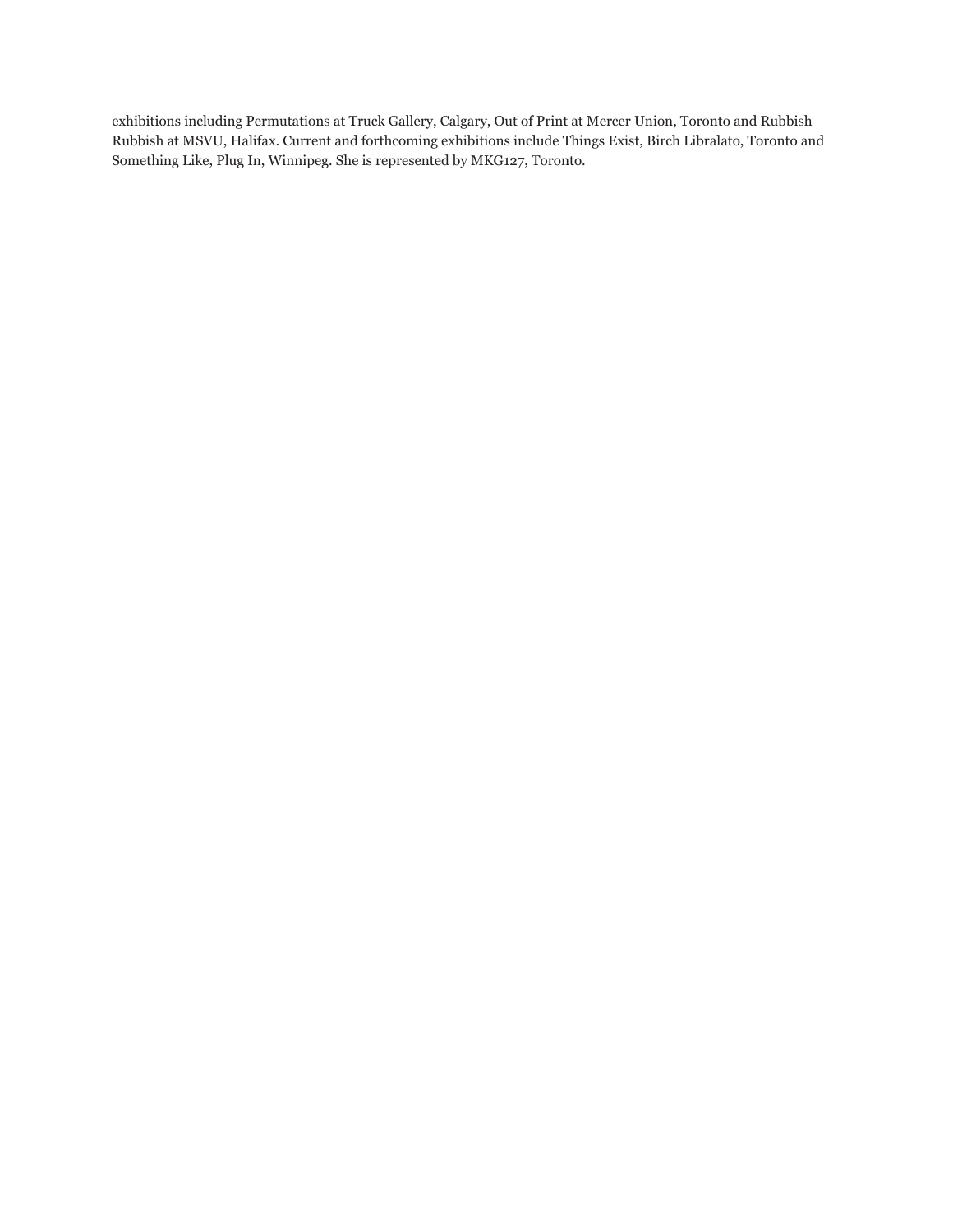exhibitions including Permutations at Truck Gallery, Calgary, Out of Print at Mercer Union, Toronto and Rubbish Rubbish at MSVU, Halifax. Current and forthcoming exhibitions include Things Exist, Birch Libralato, Toronto and Something Like, Plug In, Winnipeg. She is represented by MKG127, Toronto.